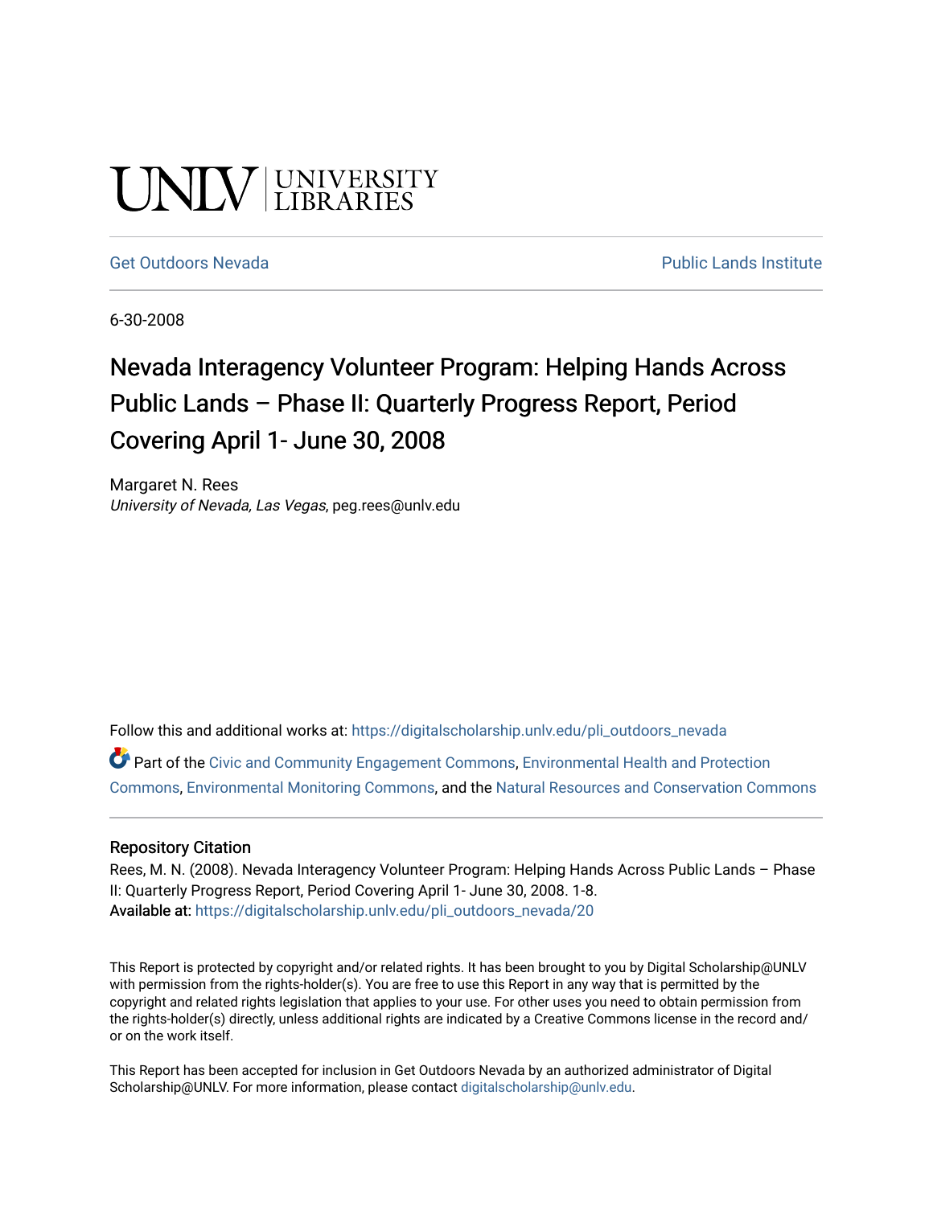UNLV | UNIVERSITY LIBRARIES

Get Outdoors Nevada | Public Lands Institute

6-30-2008

# Nevada Interagency Volunteer Program: Helping Hands Across Public Lands – Phase II: Quarterly Progress Report, Period Covering April 1- June 30, 2008

Margaret N. Rees
*University of Nevada, Las Vegas*, peg.rees@unlv.edu

Follow this and additional works at: https://digitalscholarship.unlv.edu/pli_outdoors_nevada

Part of the Civic and Community Engagement Commons, Environmental Health and Protection Commons, Environmental Monitoring Commons, and the Natural Resources and Conservation Commons

## Repository Citation

Rees, M. N. (2008). Nevada Interagency Volunteer Program: Helping Hands Across Public Lands – Phase II: Quarterly Progress Report, Period Covering April 1- June 30, 2008. 1-8.
**Available at:** https://digitalscholarship.unlv.edu/pli_outdoors_nevada/20

This Report is protected by copyright and/or related rights. It has been brought to you by Digital Scholarship@UNLV with permission from the rights-holder(s). You are free to use this Report in any way that is permitted by the copyright and related rights legislation that applies to your use. For other uses you need to obtain permission from the rights-holder(s) directly, unless additional rights are indicated by a Creative Commons license in the record and/or on the work itself.

This Report has been accepted for inclusion in Get Outdoors Nevada by an authorized administrator of Digital Scholarship@UNLV. For more information, please contact digitalscholarship@unlv.edu.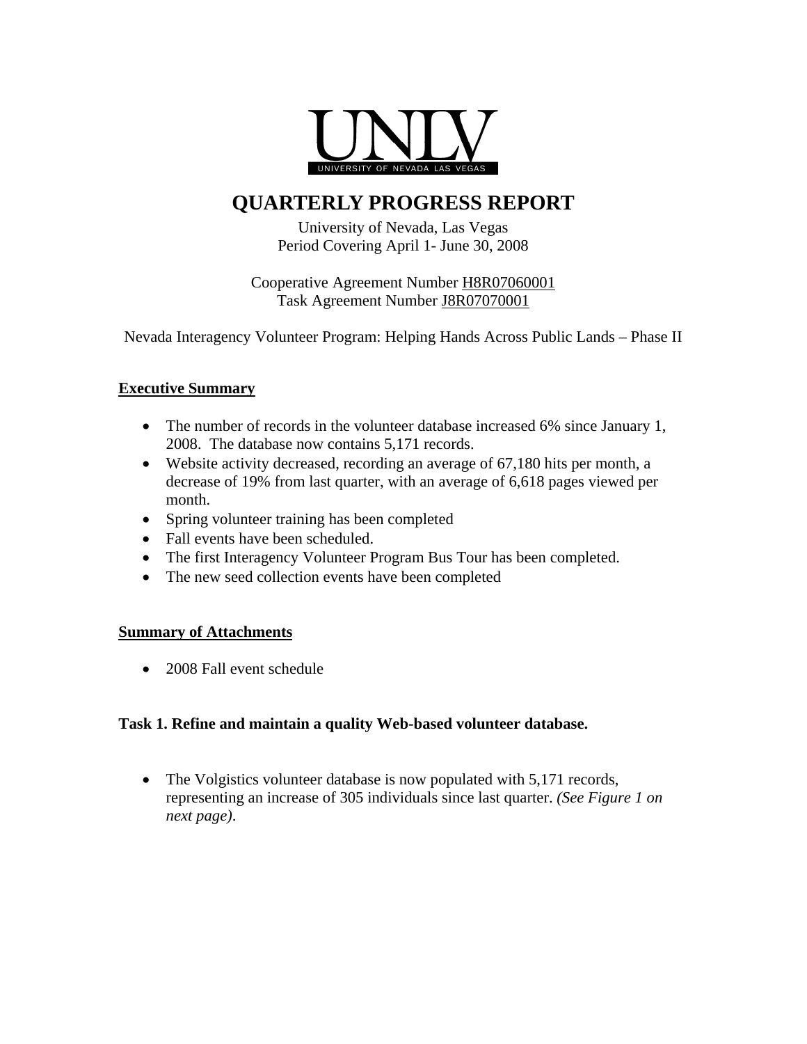UNLV
UNIVERSITY OF NEVADA LAS VEGAS

# QUARTERLY PROGRESS REPORT

University of Nevada, Las Vegas
Period Covering April 1- June 30, 2008

Cooperative Agreement Number H8R07060001
Task Agreement Number J8R07070001

Nevada Interagency Volunteer Program: Helping Hands Across Public Lands – Phase II

## Executive Summary

- The number of records in the volunteer database increased 6% since January 1, 2008. The database now contains 5,171 records.
- Website activity decreased, recording an average of 67,180 hits per month, a decrease of 19% from last quarter, with an average of 6,618 pages viewed per month.
- Spring volunteer training has been completed
- Fall events have been scheduled.
- The first Interagency Volunteer Program Bus Tour has been completed.
- The new seed collection events have been completed

## Summary of Attachments

- 2008 Fall event schedule

### Task 1. Refine and maintain a quality Web-based volunteer database.

- The Volgistics volunteer database is now populated with 5,171 records, representing an increase of 305 individuals since last quarter. *(See Figure 1 on next page)*.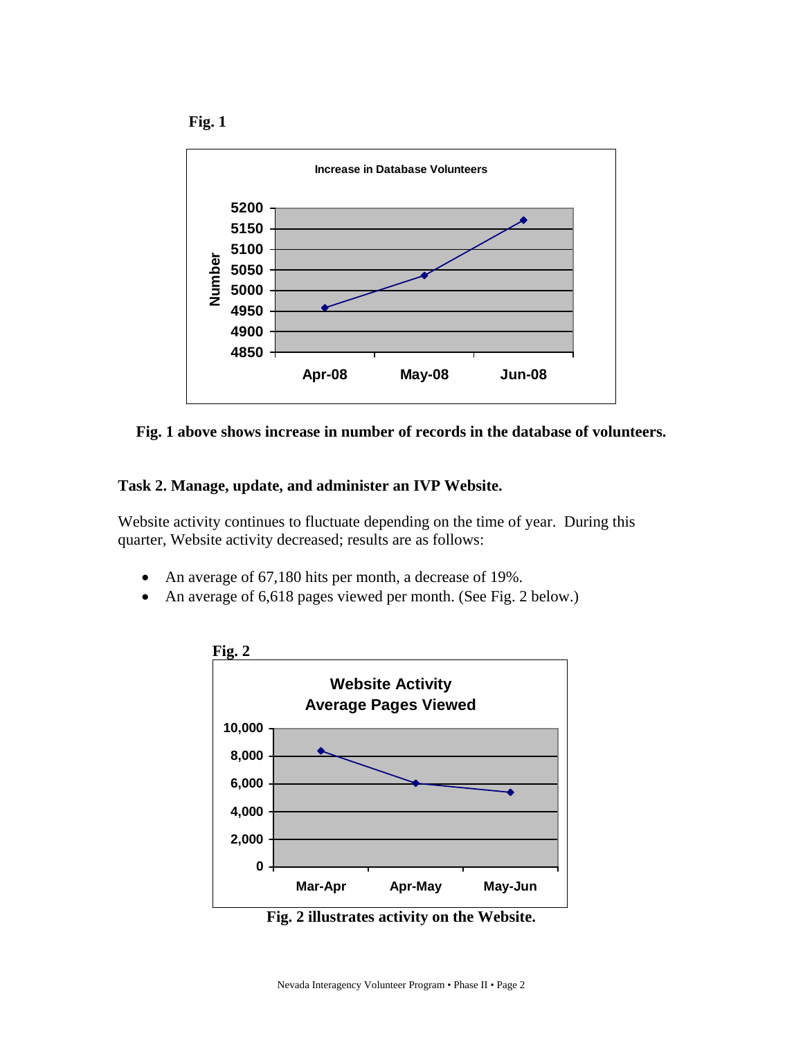**Fig. 1**

**Fig. 1 above shows increase in number of records in the database of volunteers.**

**Task 2. Manage, update, and administer an IVP Website.**

Website activity continues to fluctuate depending on the time of year. During this quarter, Website activity decreased; results are as follows:

- An average of 67,180 hits per month, a decrease of 19%.
- An average of 6,618 pages viewed per month. (See Fig. 2 below.)

**Fig. 2**

**Fig. 2 illustrates activity on the Website.**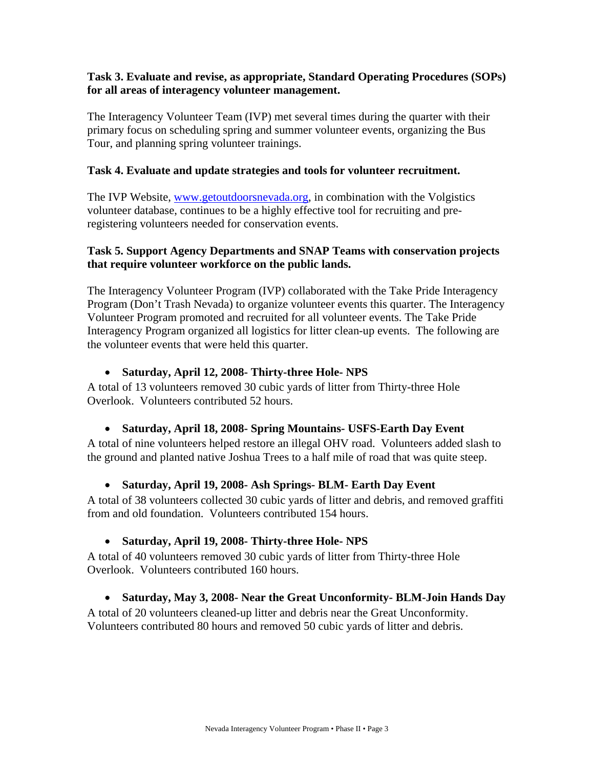**Task 3. Evaluate and revise, as appropriate, Standard Operating Procedures (SOPs) for all areas of interagency volunteer management.**

The Interagency Volunteer Team (IVP) met several times during the quarter with their primary focus on scheduling spring and summer volunteer events, organizing the Bus Tour, and planning spring volunteer trainings.

**Task 4. Evaluate and update strategies and tools for volunteer recruitment.**

The IVP Website, [www.getoutdoorsnevada.org](www.getoutdoorsnevada.org), in combination with the Volgistics volunteer database, continues to be a highly effective tool for recruiting and pre-registering volunteers needed for conservation events.

**Task 5. Support Agency Departments and SNAP Teams with conservation projects that require volunteer workforce on the public lands.**

The Interagency Volunteer Program (IVP) collaborated with the Take Pride Interagency Program (Don't Trash Nevada) to organize volunteer events this quarter. The Interagency Volunteer Program promoted and recruited for all volunteer events. The Take Pride Interagency Program organized all logistics for litter clean-up events. The following are the volunteer events that were held this quarter.

- **Saturday, April 12, 2008- Thirty-three Hole- NPS**

A total of 13 volunteers removed 30 cubic yards of litter from Thirty-three Hole Overlook. Volunteers contributed 52 hours.

- **Saturday, April 18, 2008- Spring Mountains- USFS-Earth Day Event**

A total of nine volunteers helped restore an illegal OHV road. Volunteers added slash to the ground and planted native Joshua Trees to a half mile of road that was quite steep.

- **Saturday, April 19, 2008- Ash Springs- BLM- Earth Day Event**

A total of 38 volunteers collected 30 cubic yards of litter and debris, and removed graffiti from and old foundation. Volunteers contributed 154 hours.

- **Saturday, April 19, 2008- Thirty-three Hole- NPS**

A total of 40 volunteers removed 30 cubic yards of litter from Thirty-three Hole Overlook. Volunteers contributed 160 hours.

- **Saturday, May 3, 2008- Near the Great Unconformity- BLM-Join Hands Day**

A total of 20 volunteers cleaned-up litter and debris near the Great Unconformity. Volunteers contributed 80 hours and removed 50 cubic yards of litter and debris.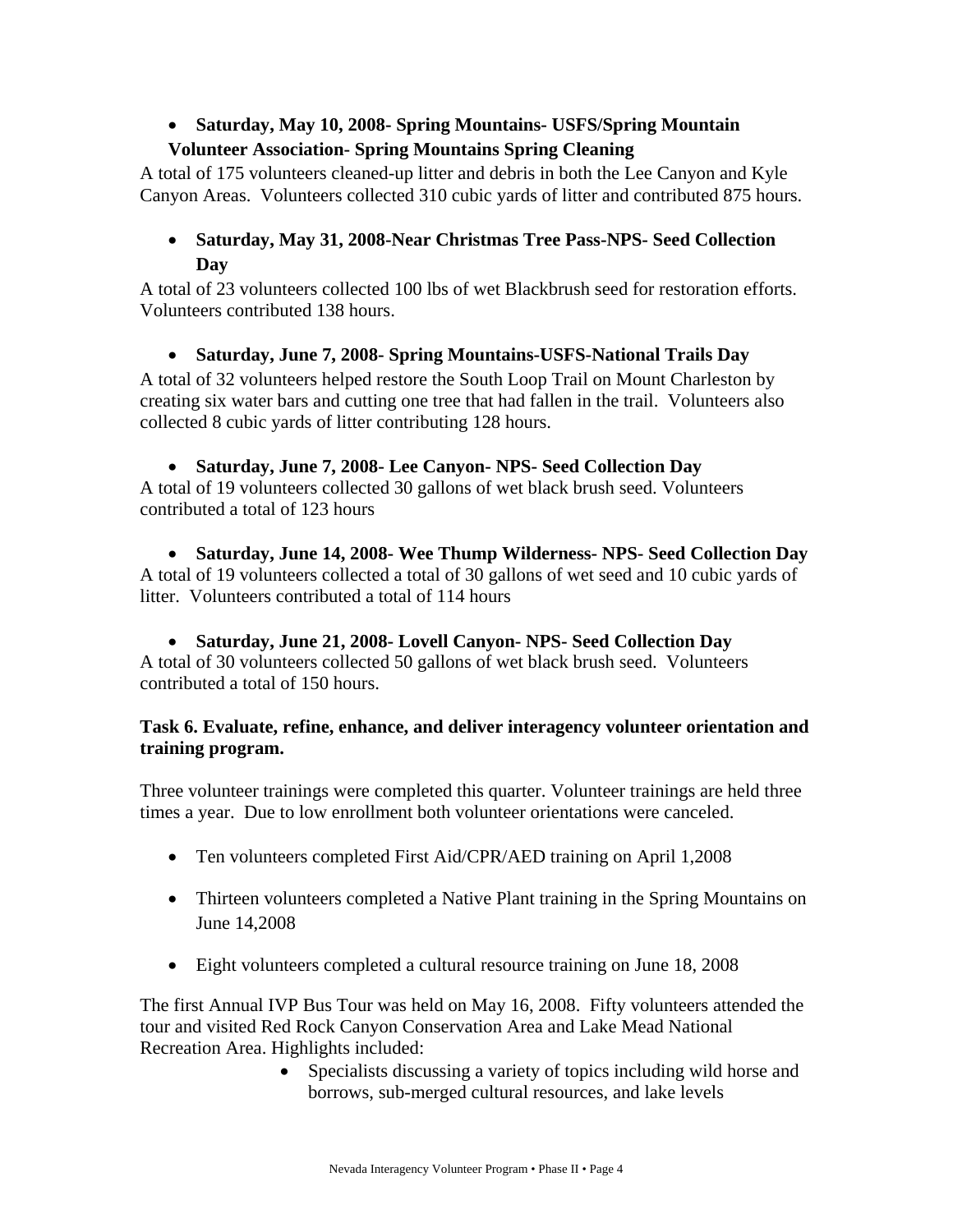- **Saturday, May 10, 2008- Spring Mountains- USFS/Spring Mountain Volunteer Association- Spring Mountains Spring Cleaning**

A total of 175 volunteers cleaned-up litter and debris in both the Lee Canyon and Kyle Canyon Areas. Volunteers collected 310 cubic yards of litter and contributed 875 hours.

- **Saturday, May 31, 2008-Near Christmas Tree Pass-NPS- Seed Collection Day**

A total of 23 volunteers collected 100 lbs of wet Blackbrush seed for restoration efforts. Volunteers contributed 138 hours.

- **Saturday, June 7, 2008- Spring Mountains-USFS-National Trails Day**

A total of 32 volunteers helped restore the South Loop Trail on Mount Charleston by creating six water bars and cutting one tree that had fallen in the trail. Volunteers also collected 8 cubic yards of litter contributing 128 hours.

- **Saturday, June 7, 2008- Lee Canyon- NPS- Seed Collection Day**

A total of 19 volunteers collected 30 gallons of wet black brush seed. Volunteers contributed a total of 123 hours

- **Saturday, June 14, 2008- Wee Thump Wilderness- NPS- Seed Collection Day**

A total of 19 volunteers collected a total of 30 gallons of wet seed and 10 cubic yards of litter. Volunteers contributed a total of 114 hours

- **Saturday, June 21, 2008- Lovell Canyon- NPS- Seed Collection Day**

A total of 30 volunteers collected 50 gallons of wet black brush seed. Volunteers contributed a total of 150 hours.

**Task 6. Evaluate, refine, enhance, and deliver interagency volunteer orientation and training program.**

Three volunteer trainings were completed this quarter. Volunteer trainings are held three times a year. Due to low enrollment both volunteer orientations were canceled.

- Ten volunteers completed First Aid/CPR/AED training on April 1,2008
- Thirteen volunteers completed a Native Plant training in the Spring Mountains on June 14,2008
- Eight volunteers completed a cultural resource training on June 18, 2008

The first Annual IVP Bus Tour was held on May 16, 2008. Fifty volunteers attended the tour and visited Red Rock Canyon Conservation Area and Lake Mead National Recreation Area. Highlights included:

- Specialists discussing a variety of topics including wild horse and borrows, sub-merged cultural resources, and lake levels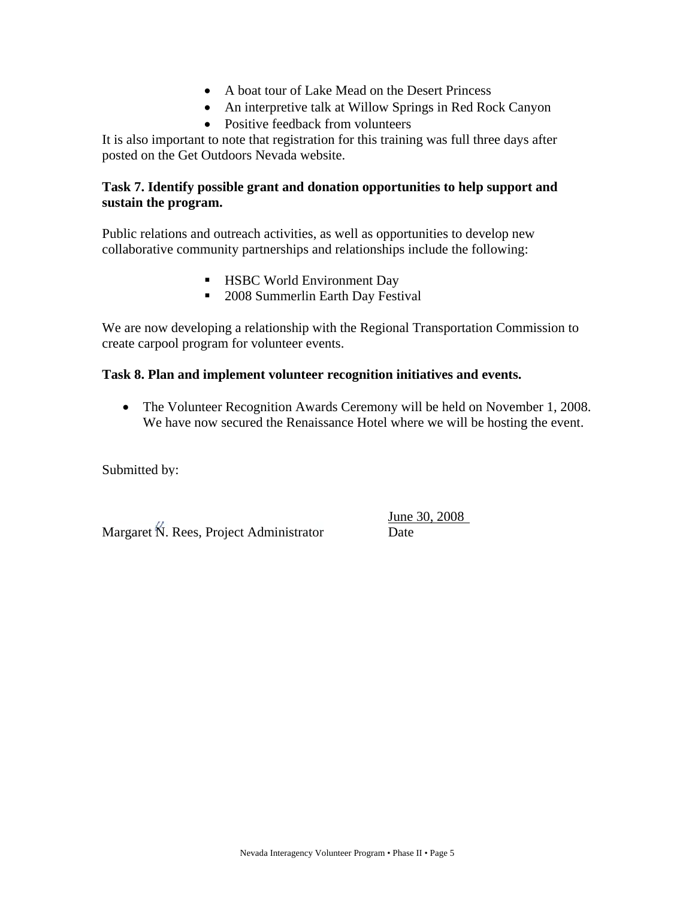- A boat tour of Lake Mead on the Desert Princess
- An interpretive talk at Willow Springs in Red Rock Canyon
- Positive feedback from volunteers

It is also important to note that registration for this training was full three days after posted on the Get Outdoors Nevada website.

**Task 7. Identify possible grant and donation opportunities to help support and sustain the program.**

Public relations and outreach activities, as well as opportunities to develop new collaborative community partnerships and relationships include the following:

- HSBC World Environment Day
- 2008 Summerlin Earth Day Festival

We are now developing a relationship with the Regional Transportation Commission to create carpool program for volunteer events.

**Task 8. Plan and implement volunteer recognition initiatives and events.**

- The Volunteer Recognition Awards Ceremony will be held on November 1, 2008. We have now secured the Renaissance Hotel where we will be hosting the event.

Submitted by:

Margaret N. Rees, Project Administrator — June 30, 2008 (Date)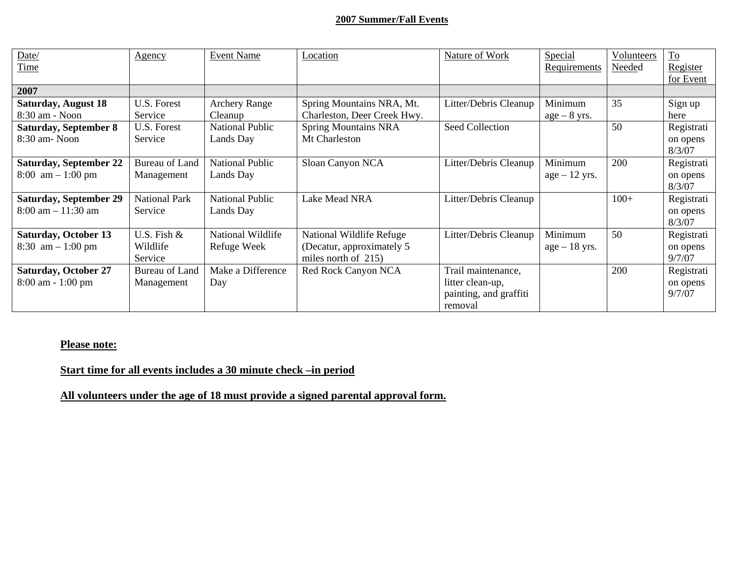**2007 Summer/Fall Events**

| Date/ Time | Agency | Event Name | Location | Nature of Work | Special Requirements | Volunteers Needed | To Register for Event |
|---|---|---|---|---|---|---|---|
| **2007** | | | | | | | |
| **Saturday, August 18** 8:30 am - Noon | U.S. Forest Service | Archery Range Cleanup | Spring Mountains NRA, Mt. Charleston, Deer Creek Hwy. | Litter/Debris Cleanup | Minimum age – 8 yrs. | 35 | Sign up here |
| **Saturday, September 8** 8:30 am- Noon | U.S. Forest Service | National Public Lands Day | Spring Mountains NRA Mt Charleston | Seed Collection | | 50 | Registration opens 8/3/07 |
| **Saturday, September 22** 8:00 am – 1:00 pm | Bureau of Land Management | National Public Lands Day | Sloan Canyon NCA | Litter/Debris Cleanup | Minimum age – 12 yrs. | 200 | Registration opens 8/3/07 |
| **Saturday, September 29** 8:00 am – 11:30 am | National Park Service | National Public Lands Day | Lake Mead NRA | Litter/Debris Cleanup | | 100+ | Registration opens 8/3/07 |
| **Saturday, October 13** 8:30 am – 1:00 pm | U.S. Fish & Wildlife Service | National Wildlife Refuge Week | National Wildlife Refuge (Decatur, approximately 5 miles north of 215) | Litter/Debris Cleanup | Minimum age – 18 yrs. | 50 | Registration opens 9/7/07 |
| **Saturday, October 27** 8:00 am - 1:00 pm | Bureau of Land Management | Make a Difference Day | Red Rock Canyon NCA | Trail maintenance, litter clean-up, painting, and graffiti removal | | 200 | Registration opens 9/7/07 |

**Please note:**

**Start time for all events includes a 30 minute check –in period**

**All volunteers under the age of 18 must provide a signed parental approval form.**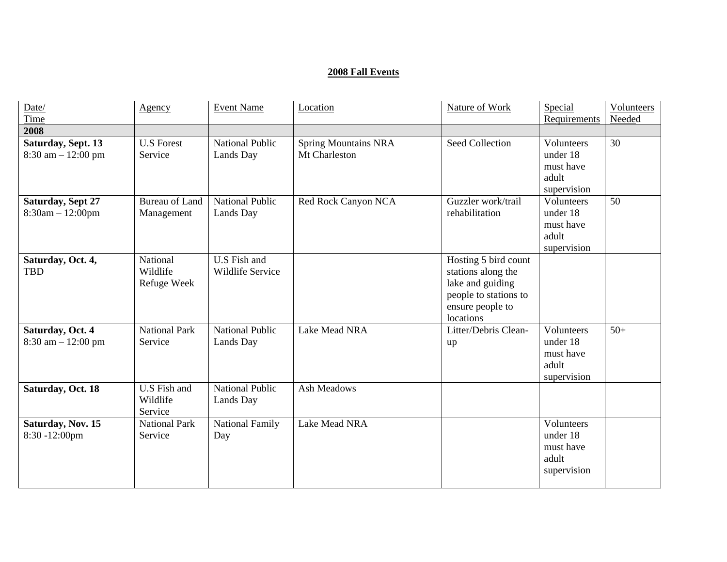**2008 Fall Events**

| Date/ Time | Agency | Event Name | Location | Nature of Work | Special Requirements | Volunteers Needed |
|---|---|---|---|---|---|---|
| **2008** | | | | | | |
| **Saturday, Sept. 13** 8:30 am – 12:00 pm | U.S Forest Service | National Public Lands Day | Spring Mountains NRA Mt Charleston | Seed Collection | Volunteers under 18 must have adult supervision | 30 |
| **Saturday, Sept 27** 8:30am – 12:00pm | Bureau of Land Management | National Public Lands Day | Red Rock Canyon NCA | Guzzler work/trail rehabilitation | Volunteers under 18 must have adult supervision | 50 |
| **Saturday, Oct. 4,** TBD | National Wildlife Refuge Week | U.S Fish and Wildlife Service | | Hosting 5 bird count stations along the lake and guiding people to stations to ensure people to locations | | |
| **Saturday, Oct. 4** 8:30 am – 12:00 pm | National Park Service | National Public Lands Day | Lake Mead NRA | Litter/Debris Clean-up | Volunteers under 18 must have adult supervision | 50+ |
| **Saturday, Oct. 18** | U.S Fish and Wildlife Service | National Public Lands Day | Ash Meadows | | | |
| **Saturday, Nov. 15** 8:30 -12:00pm | National Park Service | National Family Day | Lake Mead NRA | | Volunteers under 18 must have adult supervision | |
| | | | | | | |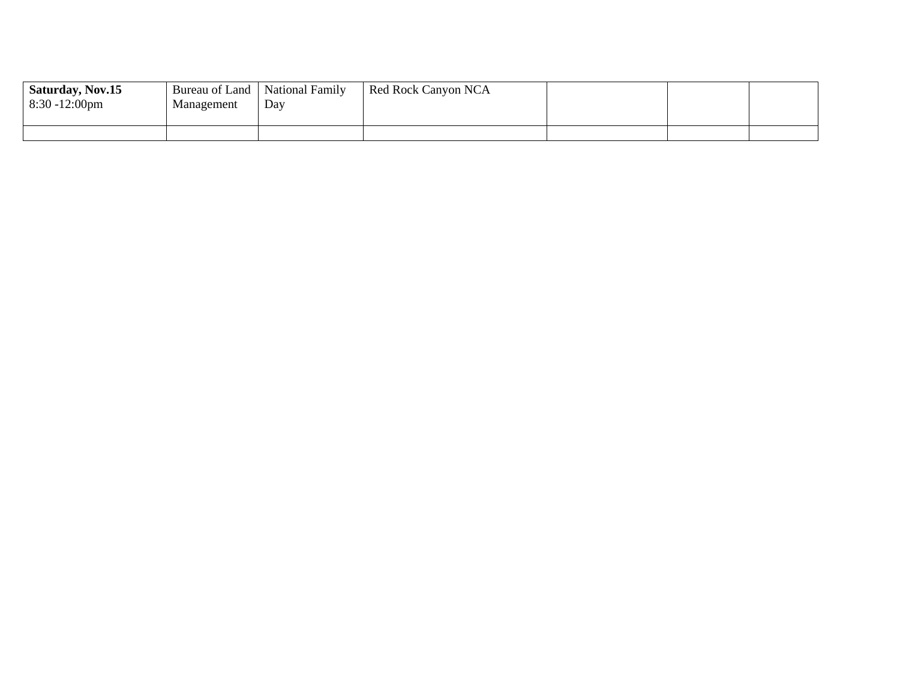| | | | | | | |
|---|---|---|---|---|---|---|
| **Saturday, Nov.15** 8:30 -12:00pm | Bureau of Land Management | National Family Day | Red Rock Canyon NCA | | | |
| | | | | | | |